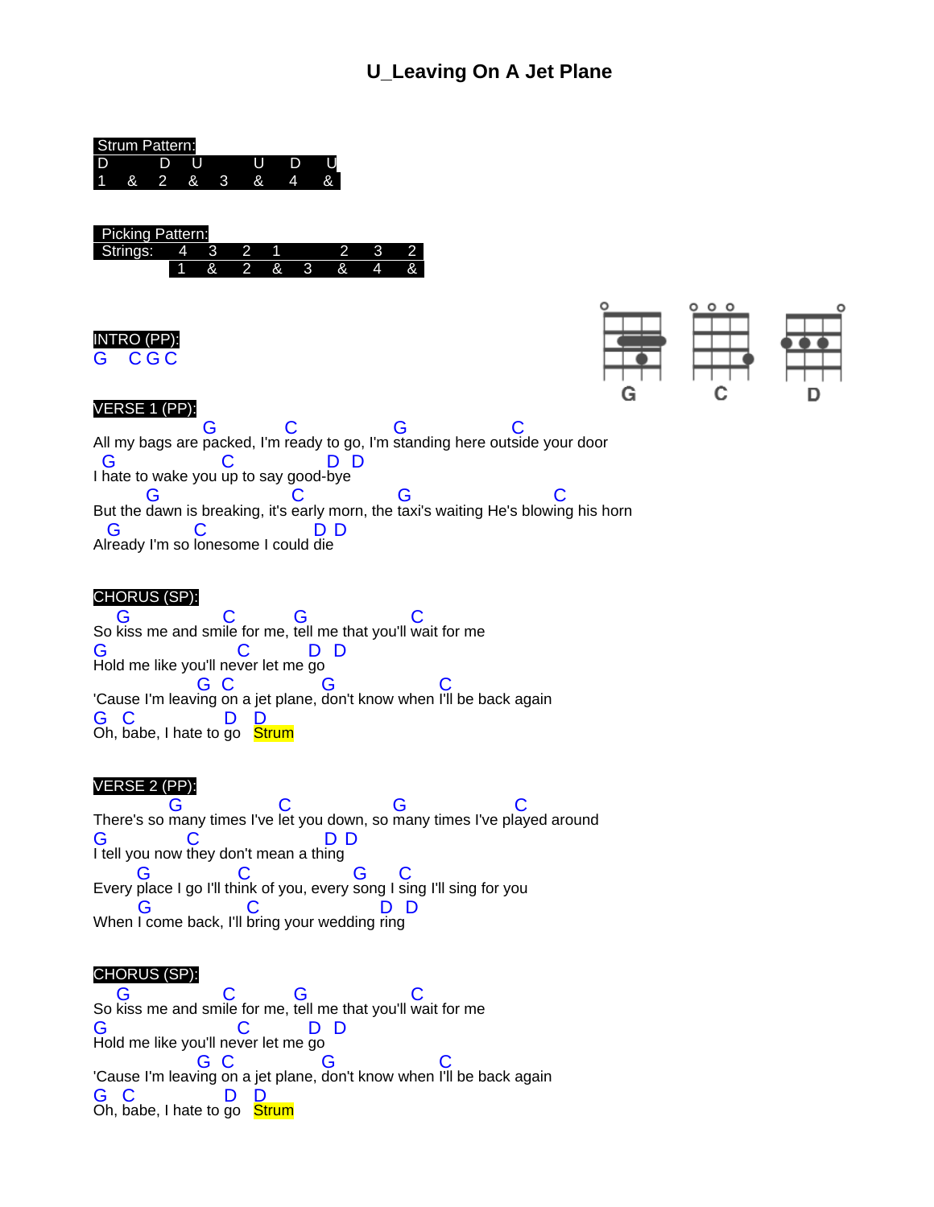# U_Leaving On A Jet Plane

| Strum Pattern: | | | | | | | |
|---|---|---|---|---|---|---|---|
| D | | D | U | | U | D | U |
| 1 | & | 2 | & | 3 | & | 4 | & |

| Picking Pattern: | | | | | | | | |
|---|---|---|---|---|---|---|---|---|
| Strings: | 4 | 3 | 2 | 1 | | 2 | 3 | 2 |
| | 1 | & | 2 | & | 3 | & | 4 | & |

G C D

**INTRO (PP):**

```
G    C G C
```

**VERSE 1 (PP):**

```
                G            C                G                  C
All my bags are packed, I'm ready to go, I'm standing here outside your door
 G                   C                D  D
I hate to wake you up to say good-bye
           G                  C               G                       C
But the dawn is breaking, it's early morn, the taxi's waiting He's blowing his horn
  G             C                 D  D
Already I'm so lonesome I could die
```

**CHORUS (SP):**

```
   G              C          G                C
So kiss me and smile for me, tell me that you'll wait for me
G                    C           D   D
Hold me like you'll never let me go
                   G  C             G                C
'Cause I'm leaving on a jet plane, don't know when I'll be back again
G   C              D   D
Oh, babe, I hate to go    Strum
```

**VERSE 2 (PP):**

```
          G                C                 G                  C
There's so many times I've let you down, so many times I've played around
G            C                  D  D
I tell you now they don't mean a thing
       G            C              G      C
Every place I go I'll think of you, every song I sing I'll sing for you
       G             C                      D   D
When I come back, I'll bring your wedding ring
```

**CHORUS (SP):**

```
   G              C          G                C
So kiss me and smile for me, tell me that you'll wait for me
G                    C           D   D
Hold me like you'll never let me go
                   G  C             G                C
'Cause I'm leaving on a jet plane, don't know when I'll be back again
G   C              D   D
Oh, babe, I hate to go    Strum
```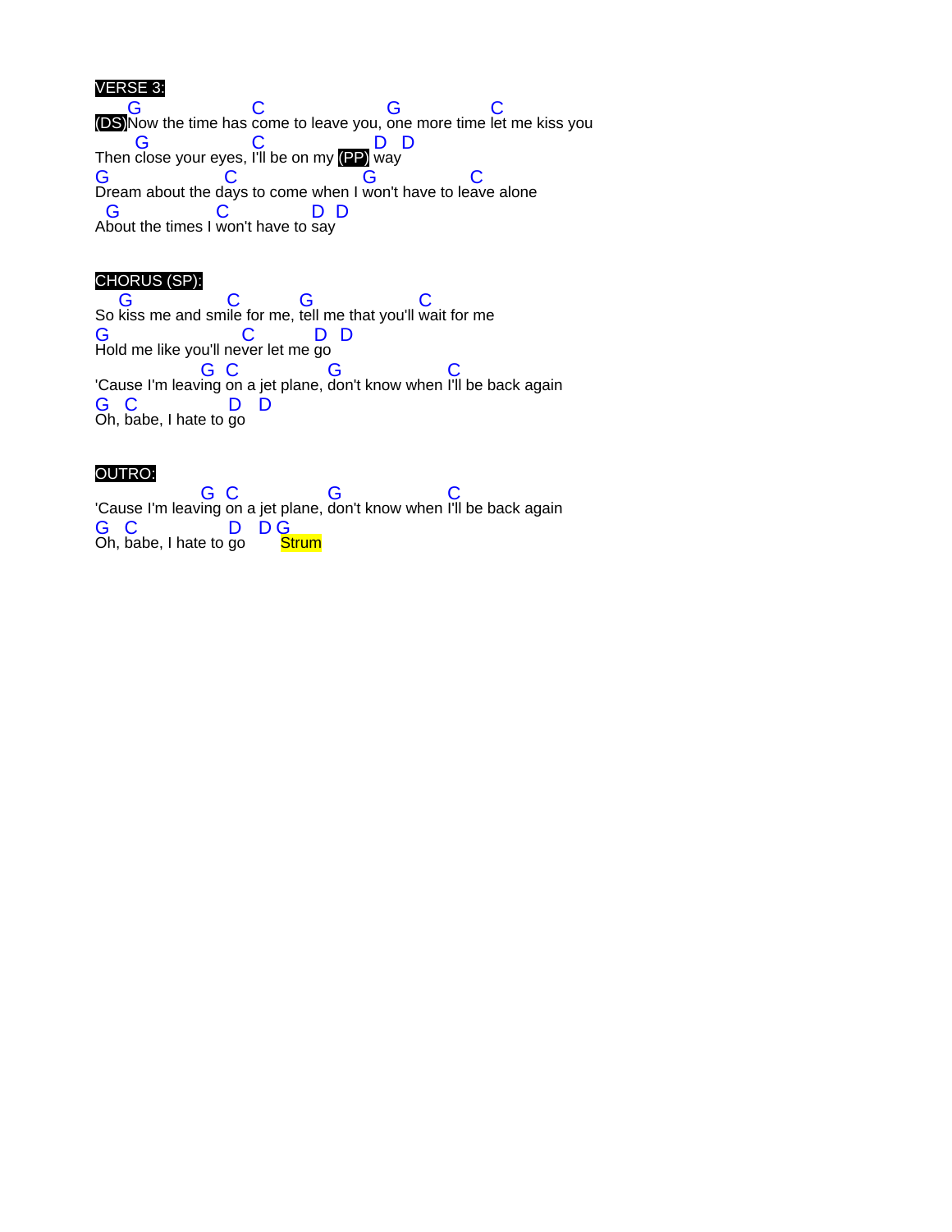**VERSE 3:**

```
    G              C                G            C
(DS)Now the time has come to leave you, one more time let me kiss you
     G             C               D  D
Then close your eyes, I'll be on my (PP) way
G              C                G              C
Dream about the days to come when I won't have to leave alone
 G             C           D  D
About the times I won't have to say
```

**CHORUS (SP):**

```
   G            C          G              C
So kiss me and smile for me, tell me that you'll wait for me
G                  C          D  D
Hold me like you'll never let me go
             G  C           G               C
'Cause I'm leaving on a jet plane, don't know when I'll be back again
G   C            D   D
Oh, babe, I hate to go
```

**OUTRO:**

```
             G  C           G               C
'Cause I'm leaving on a jet plane, don't know when I'll be back again
G   C            D   D G
Oh, babe, I hate to go    Strum
```